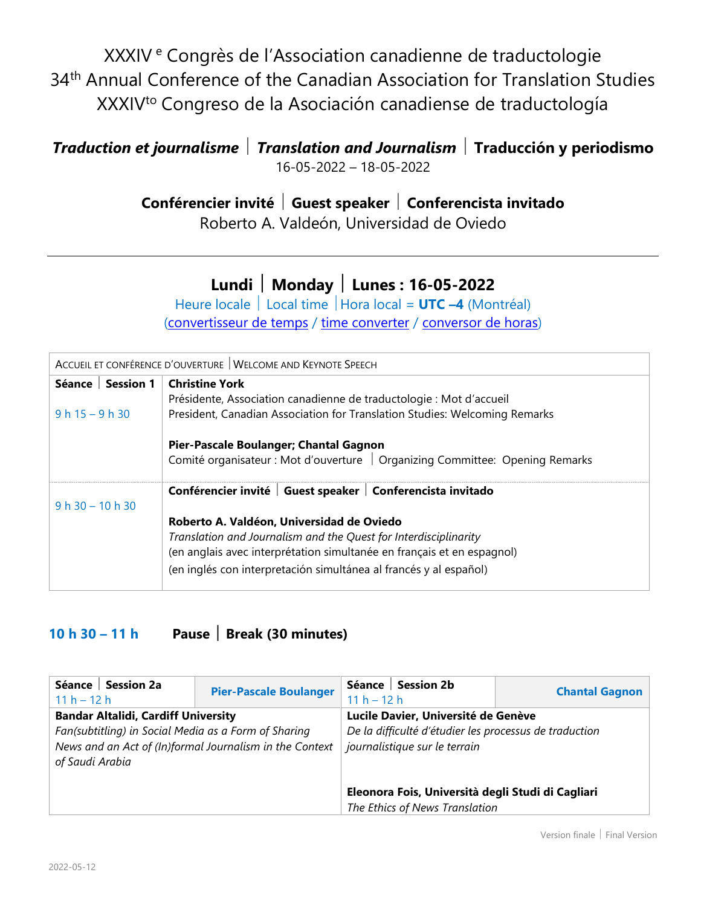# XXXIV[e] Congrès de l'Association canadienne de traductologie
# 34th Annual Conference of the Canadian Association for Translation Studies
# XXXIV[to] Congreso de la Asociación canadiense de traductología

***Traduction et journalisme*** | ***Translation and Journalism*** | **Traducción y periodismo**

16-05-2022 – 18-05-2022

**Conférencier invité** | **Guest speaker** | **Conferencista invitado**

Roberto A. Valdeón, Universidad de Oviedo

---

## Lundi | Monday | Lunes : 16-05-2022

Heure locale | Local time | Hora local = **UTC –4** (Montréal)

(convertisseur de temps / time converter / conversor de horas)

| Accueil et conférence d'ouverture \| Welcome and Keynote Speech | |
|---|---|
| **Séance \| Session 1**<br><br>9 h 15 – 9 h 30 | **Christine York**<br>Présidente, Association canadienne de traductologie : Mot d'accueil<br>President, Canadian Association for Translation Studies: Welcoming Remarks<br><br>**Pier-Pascale Boulanger; Chantal Gagnon**<br>Comité organisateur : Mot d'ouverture \| Organizing Committee: Opening Remarks |
| 9 h 30 – 10 h 30 | **Conférencier invité \| Guest speaker \| Conferencista invitado**<br><br>**Roberto A. Valdéon, Universidad de Oviedo**<br>*Translation and Journalism and the Quest for Interdisciplinarity*<br>(en anglais avec interprétation simultanée en français et en espagnol)<br>(en inglés con interpretación simultánea al francés y al español) |

**10 h 30 – 11 h** **Pause | Break (30 minutes)**

| **Séance \| Session 2a**<br>11 h – 12 h | **Pier-Pascale Boulanger** | **Séance \| Session 2b**<br>11 h – 12 h | **Chantal Gagnon** |
|---|---|---|---|
| **Bandar Altalidi, Cardiff University**<br>*Fan(subtitling) in Social Media as a Form of Sharing News and an Act of (In)formal Journalism in the Context of Saudi Arabia* | | **Lucile Davier, Université de Genève**<br>*De la difficulté d'étudier les processus de traduction journalistique sur le terrain*<br><br>**Eleonora Fois, Università degli Studi di Cagliari**<br>*The Ethics of News Translation* | |

Version finale | Final Version

2022-05-12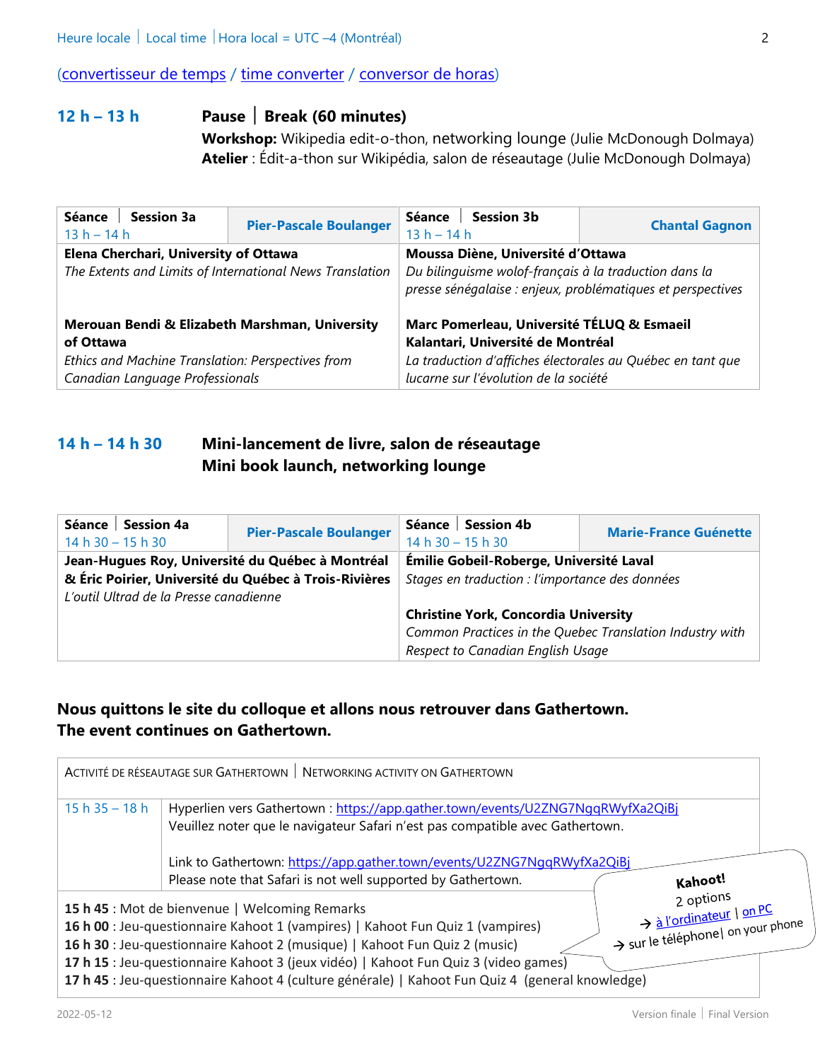Heure locale | Local time | Hora local = UTC –4 (Montréal)

(convertisseur de temps / time converter / conversor de horas)

## 12 h – 13 h — Pause | Break (60 minutes)

**Workshop:** Wikipedia edit-o-thon, networking lounge (Julie McDonough Dolmaya)
**Atelier** : Édit-a-thon sur Wikipédia, salon de réseautage (Julie McDonough Dolmaya)

| **Séance \| Session 3a** 13 h – 14 h | **Pier-Pascale Boulanger** | **Séance \| Session 3b** 13 h – 14 h | **Chantal Gagnon** |
|---|---|---|---|
| **Elena Cherchari, University of Ottawa** *The Extents and Limits of International News Translation* | | **Moussa Diène, Université d'Ottawa** *Du bilinguisme wolof-français à la traduction dans la presse sénégalaise : enjeux, problématiques et perspectives* | |
| **Merouan Bendi & Elizabeth Marshman, University of Ottawa** *Ethics and Machine Translation: Perspectives from Canadian Language Professionals* | | **Marc Pomerleau, Université TÉLUQ & Esmaeil Kalantari, Université de Montréal** *La traduction d'affiches électorales au Québec en tant que lucarne sur l'évolution de la société* | |

## 14 h – 14 h 30 — Mini-lancement de livre, salon de réseautage / Mini book launch, networking lounge

| **Séance \| Session 4a** 14 h 30 – 15 h 30 | **Pier-Pascale Boulanger** | **Séance \| Session 4b** 14 h 30 – 15 h 30 | **Marie-France Guénette** |
|---|---|---|---|
| **Jean-Hugues Roy, Université du Québec à Montréal & Éric Poirier, Université du Québec à Trois-Rivières** *L'outil Ultrad de la Presse canadienne* | | **Émilie Gobeil-Roberge, Université Laval** *Stages en traduction : l'importance des données* | |
| | | **Christine York, Concordia University** *Common Practices in the Quebec Translation Industry with Respect to Canadian English Usage* | |

**Nous quittons le site du colloque et allons nous retrouver dans Gathertown.**
**The event continues on Gathertown.**

| Activité de réseautage sur Gathertown \| Networking activity on Gathertown | |
|---|---|
| 15 h 35 – 18 h | Hyperlien vers Gathertown : https://app.gather.town/events/U2ZNG7NgqRWyfXa2QiBj Veuillez noter que le navigateur Safari n'est pas compatible avec Gathertown. Link to Gathertown: https://app.gather.town/events/U2ZNG7NgqRWyfXa2QiBj Please note that Safari is not well supported by Gathertown. |

**15 h 45** : Mot de bienvenue | Welcoming Remarks
**16 h 00** : Jeu-questionnaire Kahoot 1 (vampires) | Kahoot Fun Quiz 1 (vampires)
**16 h 30** : Jeu-questionnaire Kahoot 2 (musique) | Kahoot Fun Quiz 2 (music)
**17 h 15** : Jeu-questionnaire Kahoot 3 (jeux vidéo) | Kahoot Fun Quiz 3 (video games)
**17 h 45** : Jeu-questionnaire Kahoot 4 (culture générale) | Kahoot Fun Quiz 4 (general knowledge)

**Kahoot!**
2 options
→ à l'ordinateur | on PC
→ sur le téléphone | on your phone

2022-05-12 — Version finale | Final Version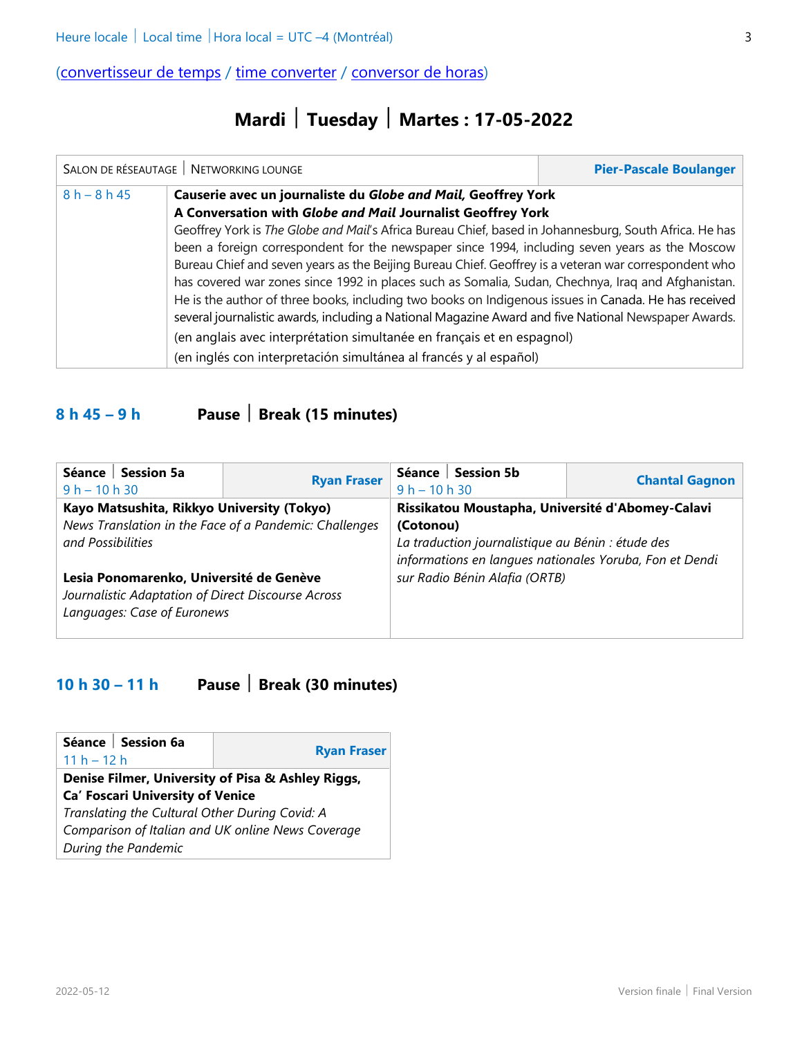Heure locale | Local time | Hora local = UTC –4 (Montréal)

(convertisseur de temps / time converter / conversor de horas)

# Mardi | Tuesday | Martes : 17-05-2022

| SALON DE RÉSEAUTAGE \| NETWORKING LOUNGE | | **Pier-Pascale Boulanger** |
|---|---|---|
| 8 h – 8 h 45 | **Causerie avec un journaliste du *Globe and Mail,* Geoffrey York**<br>**A Conversation with *Globe and Mail* Journalist Geoffrey York**<br>Geoffrey York is *The Globe and Mail*'s Africa Bureau Chief, based in Johannesburg, South Africa. He has been a foreign correspondent for the newspaper since 1994, including seven years as the Moscow Bureau Chief and seven years as the Beijing Bureau Chief. Geoffrey is a veteran war correspondent who has covered war zones since 1992 in places such as Somalia, Sudan, Chechnya, Iraq and Afghanistan. He is the author of three books, including two books on Indigenous issues in Canada. He has received several journalistic awards, including a National Magazine Award and five National Newspaper Awards.<br>(en anglais avec interprétation simultanée en français et en espagnol)<br>(en inglés con interpretación simultánea al francés y al español) | |

**8 h 45 – 9 h** **Pause | Break (15 minutes)**

| **Séance \| Session 5a**<br>9 h – 10 h 30 | **Ryan Fraser** | **Séance \| Session 5b**<br>9 h – 10 h 30 | **Chantal Gagnon** |
|---|---|---|---|
| **Kayo Matsushita, Rikkyo University (Tokyo)**<br>*News Translation in the Face of a Pandemic: Challenges and Possibilities*<br><br>**Lesia Ponomarenko, Université de Genève**<br>*Journalistic Adaptation of Direct Discourse Across Languages: Case of Euronews* | | **Rissikatou Moustapha, Université d'Abomey-Calavi (Cotonou)**<br>*La traduction journalistique au Bénin : étude des informations en langues nationales Yoruba, Fon et Dendi sur Radio Bénin Alafia (ORTB)* | |

**10 h 30 – 11 h** **Pause | Break (30 minutes)**

| **Séance \| Session 6a**<br>11 h – 12 h | **Ryan Fraser** |
|---|---|
| **Denise Filmer, University of Pisa & Ashley Riggs, Ca' Foscari University of Venice**<br>*Translating the Cultural Other During Covid: A Comparison of Italian and UK online News Coverage During the Pandemic* | |

2022-05-12 Version finale | Final Version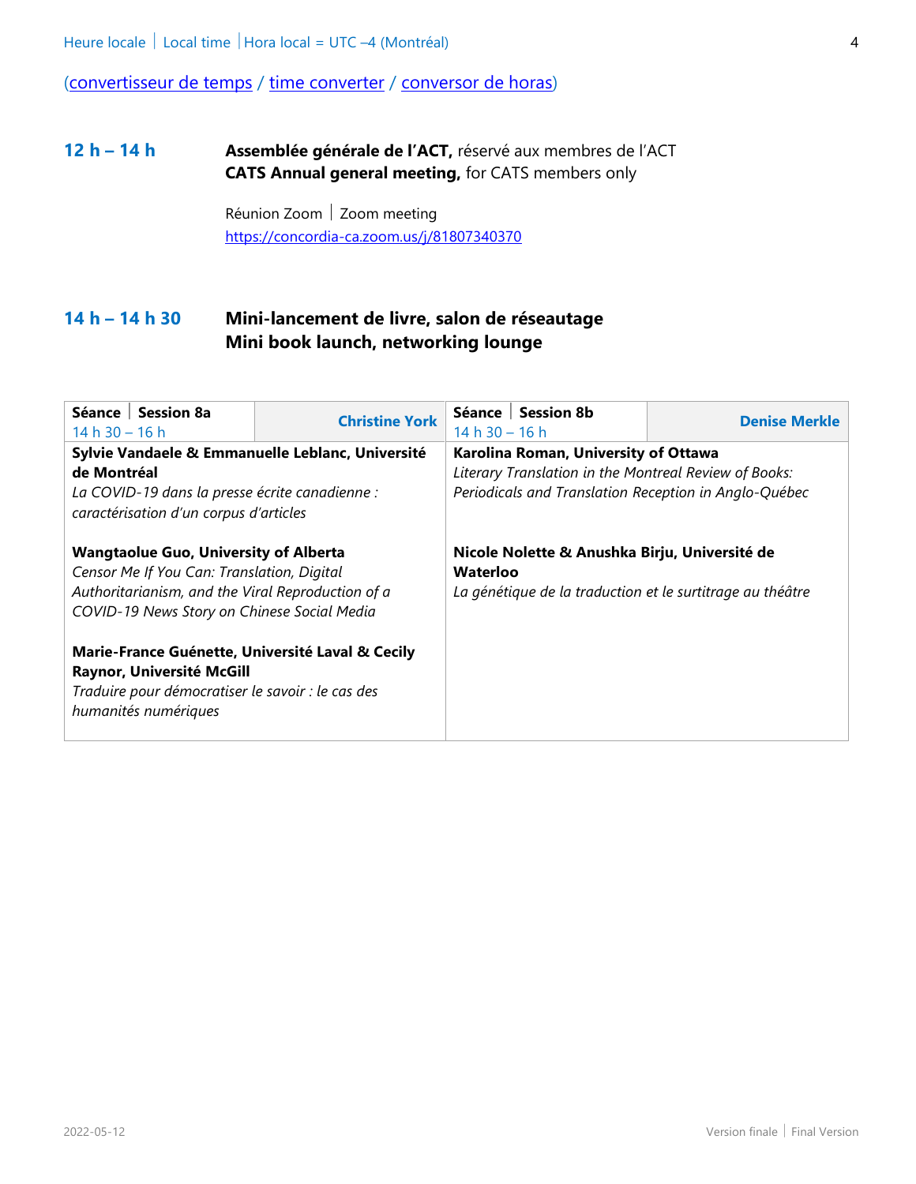Heure locale | Local time | Hora local = UTC –4 (Montréal)

(convertisseur de temps / time converter / conversor de horas)

## 12 h – 14 h

**Assemblée générale de l'ACT,** réservé aux membres de l'ACT
**CATS Annual general meeting,** for CATS members only

Réunion Zoom | Zoom meeting
https://concordia-ca.zoom.us/j/81807340370

## 14 h – 14 h 30

**Mini-lancement de livre, salon de réseautage**
**Mini book launch, networking lounge**

| **Séance \| Session 8a** 14 h 30 – 16 h | **Christine York** | **Séance \| Session 8b** 14 h 30 – 16 h | **Denise Merkle** |
|---|---|---|---|
| **Sylvie Vandaele & Emmanuelle Leblanc, Université de Montréal** *La COVID-19 dans la presse écrite canadienne : caractérisation d'un corpus d'articles* | | **Karolina Roman, University of Ottawa** *Literary Translation in the Montreal Review of Books: Periodicals and Translation Reception in Anglo-Québec* | |
| **Wangtaolue Guo, University of Alberta** *Censor Me If You Can: Translation, Digital Authoritarianism, and the Viral Reproduction of a COVID-19 News Story on Chinese Social Media* | | **Nicole Nolette & Anushka Birju, Université de Waterloo** *La génétique de la traduction et le surtitrage au théâtre* | |
| **Marie-France Guénette, Université Laval & Cecily Raynor, Université McGill** *Traduire pour démocratiser le savoir : le cas des humanités numériques* | | | |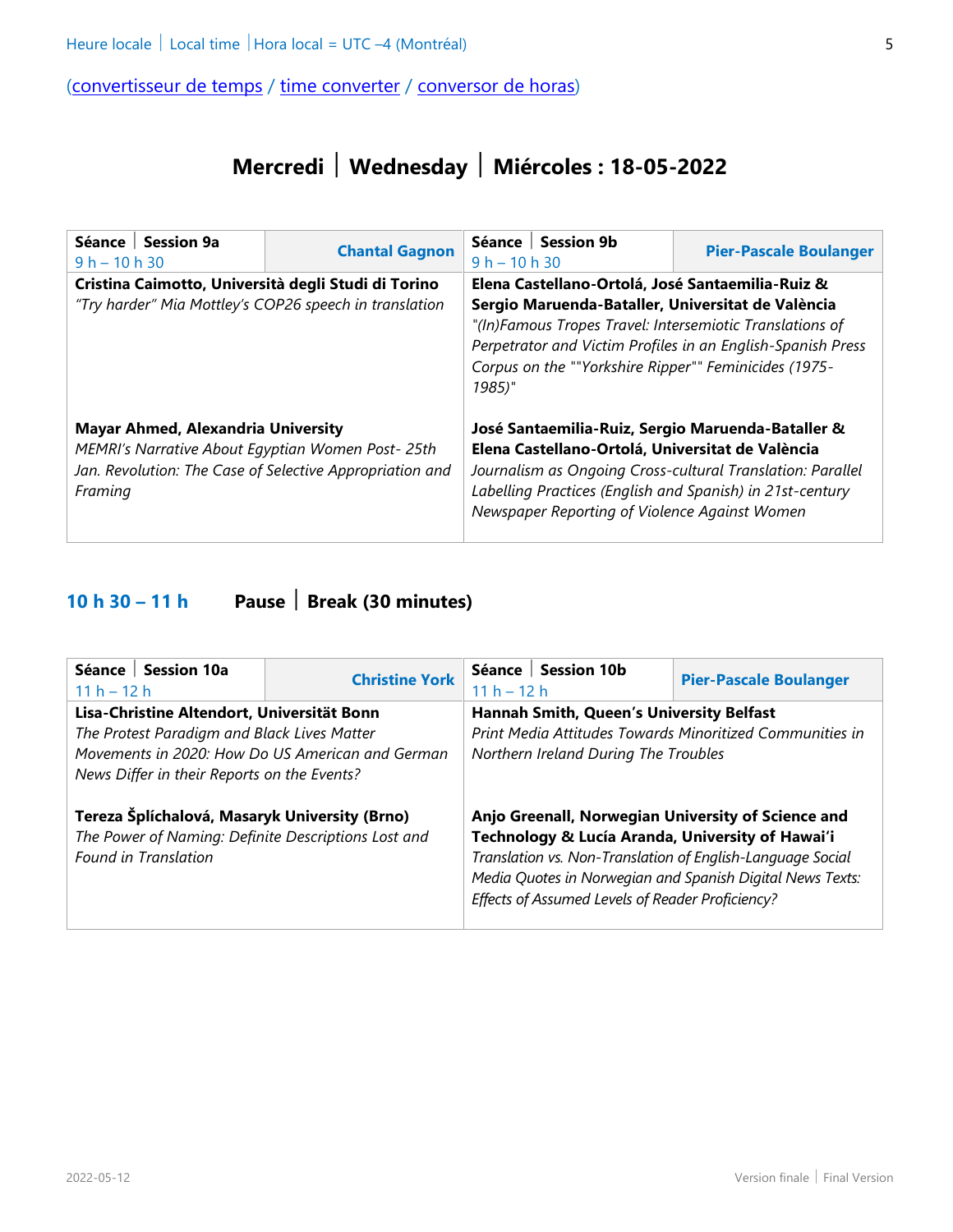Heure locale | Local time | Hora local = UTC –4 (Montréal)

(convertisseur de temps / time converter / conversor de horas)

# Mercredi | Wednesday | Miércoles : 18-05-2022

| **Séance \| Session 9a** 9 h – 10 h 30 | **Chantal Gagnon** | **Séance \| Session 9b** 9 h – 10 h 30 | **Pier-Pascale Boulanger** |
|---|---|---|---|
| **Cristina Caimotto, Università degli Studi di Torino** *"Try harder" Mia Mottley's COP26 speech in translation* | | **Elena Castellano-Ortolá, José Santaemilia-Ruiz & Sergio Maruenda-Bataller, Universitat de València** *"(In)Famous Tropes Travel: Intersemiotic Translations of Perpetrator and Victim Profiles in an English-Spanish Press Corpus on the ""Yorkshire Ripper"" Feminicides (1975-1985)"* | |
| **Mayar Ahmed, Alexandria University** *MEMRI's Narrative About Egyptian Women Post- 25th Jan. Revolution: The Case of Selective Appropriation and Framing* | | **José Santaemilia-Ruiz, Sergio Maruenda-Bataller & Elena Castellano-Ortolá, Universitat de València** *Journalism as Ongoing Cross-cultural Translation: Parallel Labelling Practices (English and Spanish) in 21st-century Newspaper Reporting of Violence Against Women* | |

## 10 h 30 – 11 h Pause | Break (30 minutes)

| **Séance \| Session 10a** 11 h – 12 h | **Christine York** | **Séance \| Session 10b** 11 h – 12 h | **Pier-Pascale Boulanger** |
|---|---|---|---|
| **Lisa-Christine Altendort, Universität Bonn** *The Protest Paradigm and Black Lives Matter Movements in 2020: How Do US American and German News Differ in their Reports on the Events?* | | **Hannah Smith, Queen's University Belfast** *Print Media Attitudes Towards Minoritized Communities in Northern Ireland During The Troubles* | |
| **Tereza Šplíchalová, Masaryk University (Brno)** *The Power of Naming: Definite Descriptions Lost and Found in Translation* | | **Anjo Greenall, Norwegian University of Science and Technology & Lucía Aranda, University of Hawai'i** *Translation vs. Non-Translation of English-Language Social Media Quotes in Norwegian and Spanish Digital News Texts: Effects of Assumed Levels of Reader Proficiency?* | |

2022-05-12 Version finale | Final Version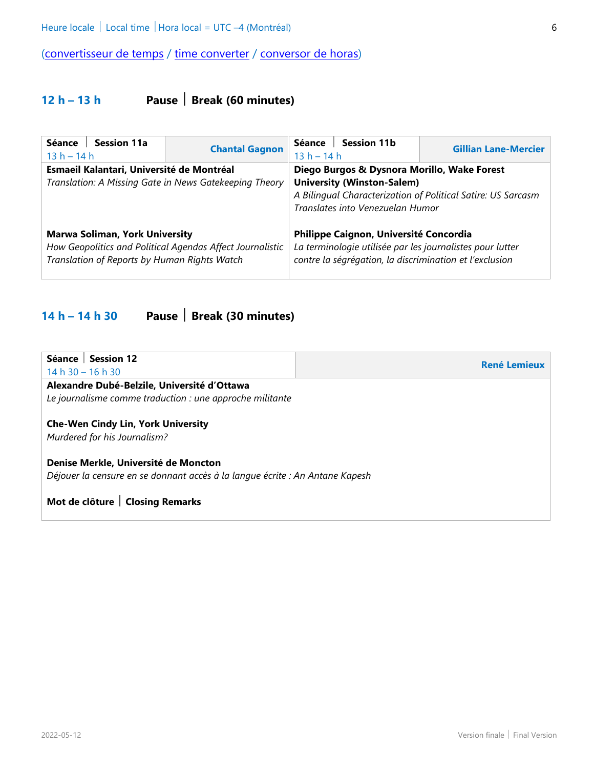Heure locale | Local time | Hora local = UTC –4 (Montréal)

(convertisseur de temps / time converter / conversor de horas)

## 12 h – 13 h Pause | Break (60 minutes)

| Séance \| Session 11a 13 h – 14 h | Chantal Gagnon | Séance \| Session 11b 13 h – 14 h | Gillian Lane-Mercier |
|---|---|---|---|
| **Esmaeil Kalantari, Université de Montréal** *Translation: A Missing Gate in News Gatekeeping Theory* | | **Diego Burgos & Dysnora Morillo, Wake Forest University (Winston-Salem)** *A Bilingual Characterization of Political Satire: US Sarcasm Translates into Venezuelan Humor* | |
| **Marwa Soliman, York University** *How Geopolitics and Political Agendas Affect Journalistic Translation of Reports by Human Rights Watch* | | **Philippe Caignon, Université Concordia** *La terminologie utilisée par les journalistes pour lutter contre la ségrégation, la discrimination et l'exclusion* | |

## 14 h – 14 h 30 Pause | Break (30 minutes)

| Séance \| Session 12 14 h 30 – 16 h 30 | René Lemieux |
|---|---|
| **Alexandre Dubé-Belzile, Université d'Ottawa** *Le journalisme comme traduction : une approche militante* | |
| **Che-Wen Cindy Lin, York University** *Murdered for his Journalism?* | |
| **Denise Merkle, Université de Moncton** *Déjouer la censure en se donnant accès à la langue écrite : An Antane Kapesh* | |
| **Mot de clôture \| Closing Remarks** | |

2022-05-12

Version finale | Final Version